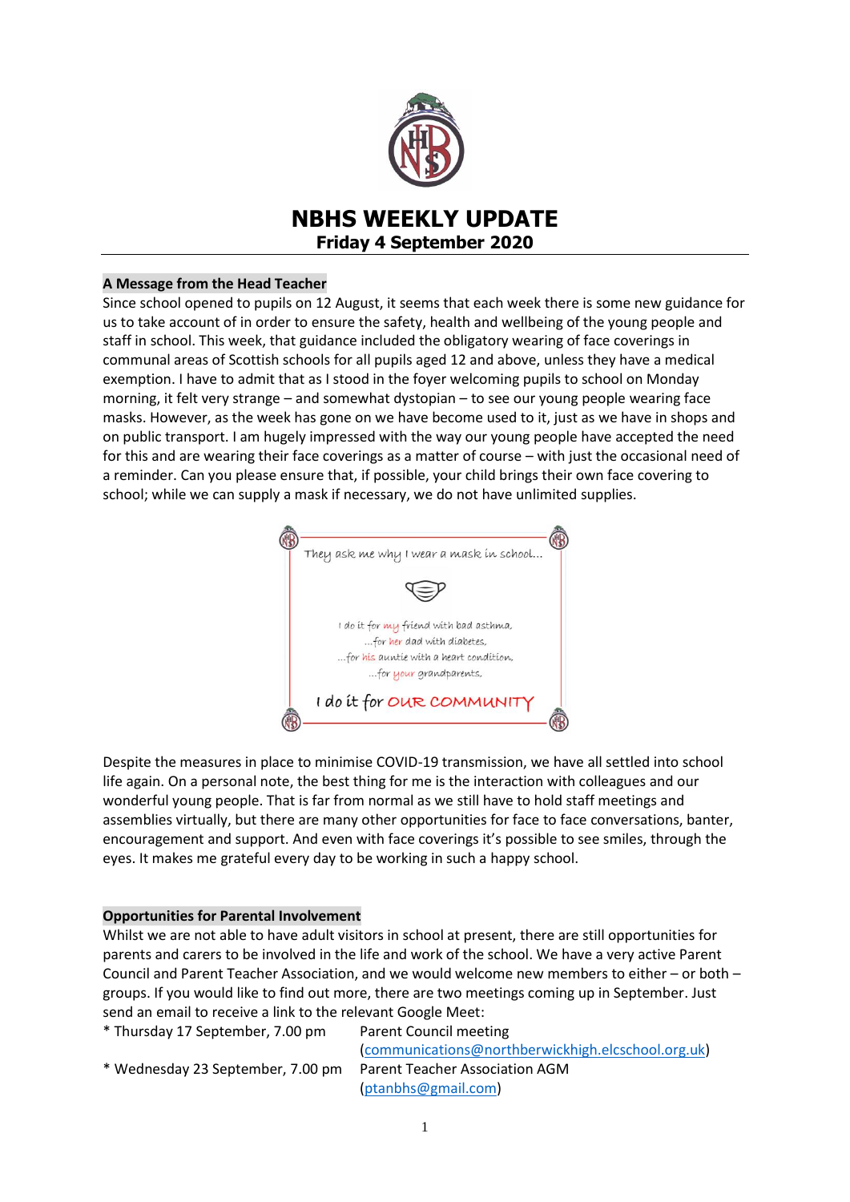# NBHS WEEKLY UPDATE

**Friday 4 September 2020**

## A Message from the Head Teacher

Since school opened to pupils on 12 August, it seems that each week there is some new guidance for us to take account of in order to ensure the safety, health and wellbeing of the young people and staff in school. This week, that guidance included the obligatory wearing of face coverings in communal areas of Scottish schools for all pupils aged 12 and above, unless they have a medical exemption. I have to admit that as I stood in the foyer welcoming pupils to school on Monday morning, it felt very strange – and somewhat dystopian – to see our young people wearing face masks. However, as the week has gone on we have become used to it, just as we have in shops and on public transport. I am hugely impressed with the way our young people have accepted the need for this and are wearing their face coverings as a matter of course – with just the occasional need of a reminder. Can you please ensure that, if possible, your child brings their own face covering to school; while we can supply a mask if necessary, we do not have unlimited supplies.

They ask me why I wear a mask in school...

I do it for my friend with bad asthma,
...for her dad with diabetes,
...for his auntie with a heart condition,
...for your grandparents.

I do it for OUR COMMUNITY

Despite the measures in place to minimise COVID-19 transmission, we have all settled into school life again. On a personal note, the best thing for me is the interaction with colleagues and our wonderful young people. That is far from normal as we still have to hold staff meetings and assemblies virtually, but there are many other opportunities for face to face conversations, banter, encouragement and support. And even with face coverings it's possible to see smiles, through the eyes. It makes me grateful every day to be working in such a happy school.

## Opportunities for Parental Involvement

Whilst we are not able to have adult visitors in school at present, there are still opportunities for parents and carers to be involved in the life and work of the school. We have a very active Parent Council and Parent Teacher Association, and we would welcome new members to either – or both – groups. If you would like to find out more, there are two meetings coming up in September. Just send an email to receive a link to the relevant Google Meet:

- Thursday 17 September, 7.00 pm — Parent Council meeting (communications@northberwickhigh.elcschool.org.uk)
- Wednesday 23 September, 7.00 pm — Parent Teacher Association AGM (ptanbhs@gmail.com)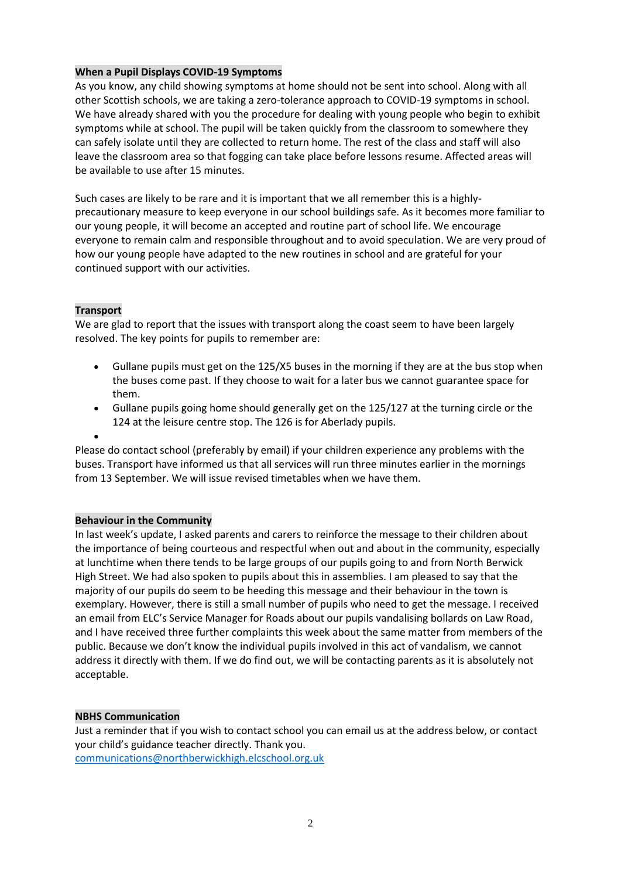**When a Pupil Displays COVID-19 Symptoms**

As you know, any child showing symptoms at home should not be sent into school. Along with all other Scottish schools, we are taking a zero-tolerance approach to COVID-19 symptoms in school. We have already shared with you the procedure for dealing with young people who begin to exhibit symptoms while at school. The pupil will be taken quickly from the classroom to somewhere they can safely isolate until they are collected to return home. The rest of the class and staff will also leave the classroom area so that fogging can take place before lessons resume. Affected areas will be available to use after 15 minutes.

Such cases are likely to be rare and it is important that we all remember this is a highly-precautionary measure to keep everyone in our school buildings safe. As it becomes more familiar to our young people, it will become an accepted and routine part of school life. We encourage everyone to remain calm and responsible throughout and to avoid speculation. We are very proud of how our young people have adapted to the new routines in school and are grateful for your continued support with our activities.

**Transport**

We are glad to report that the issues with transport along the coast seem to have been largely resolved. The key points for pupils to remember are:

- Gullane pupils must get on the 125/X5 buses in the morning if they are at the bus stop when the buses come past. If they choose to wait for a later bus we cannot guarantee space for them.
- Gullane pupils going home should generally get on the 125/127 at the turning circle or the 124 at the leisure centre stop. The 126 is for Aberlady pupils.

Please do contact school (preferably by email) if your children experience any problems with the buses. Transport have informed us that all services will run three minutes earlier in the mornings from 13 September. We will issue revised timetables when we have them.

**Behaviour in the Community**

In last week's update, I asked parents and carers to reinforce the message to their children about the importance of being courteous and respectful when out and about in the community, especially at lunchtime when there tends to be large groups of our pupils going to and from North Berwick High Street. We had also spoken to pupils about this in assemblies. I am pleased to say that the majority of our pupils do seem to be heeding this message and their behaviour in the town is exemplary. However, there is still a small number of pupils who need to get the message. I received an email from ELC's Service Manager for Roads about our pupils vandalising bollards on Law Road, and I have received three further complaints this week about the same matter from members of the public. Because we don't know the individual pupils involved in this act of vandalism, we cannot address it directly with them. If we do find out, we will be contacting parents as it is absolutely not acceptable.

**NBHS Communication**

Just a reminder that if you wish to contact school you can email us at the address below, or contact your child's guidance teacher directly. Thank you.
communications@northberwickhigh.elcschool.org.uk